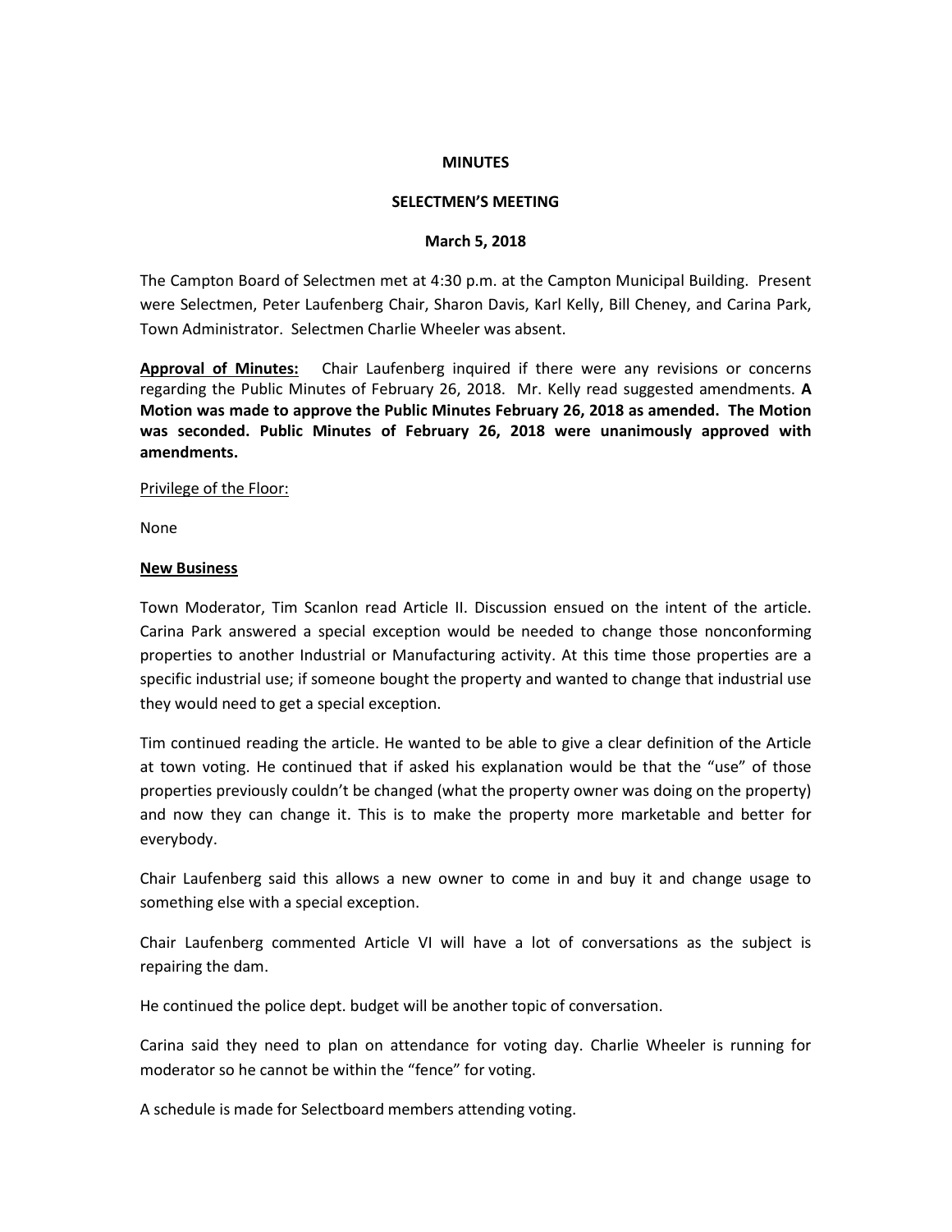**MINUTES**

**SELECTMEN'S MEETING**

**March 5, 2018**

The Campton Board of Selectmen met at 4:30 p.m. at the Campton Municipal Building. Present were Selectmen, Peter Laufenberg Chair, Sharon Davis, Karl Kelly, Bill Cheney, and Carina Park, Town Administrator. Selectmen Charlie Wheeler was absent.

**Approval of Minutes:** Chair Laufenberg inquired if there were any revisions or concerns regarding the Public Minutes of February 26, 2018. Mr. Kelly read suggested amendments. **A Motion was made to approve the Public Minutes February 26, 2018 as amended. The Motion was seconded. Public Minutes of February 26, 2018 were unanimously approved with amendments.**

Privilege of the Floor:

None

**New Business**

Town Moderator, Tim Scanlon read Article II. Discussion ensued on the intent of the article. Carina Park answered a special exception would be needed to change those nonconforming properties to another Industrial or Manufacturing activity. At this time those properties are a specific industrial use; if someone bought the property and wanted to change that industrial use they would need to get a special exception.

Tim continued reading the article. He wanted to be able to give a clear definition of the Article at town voting. He continued that if asked his explanation would be that the "use" of those properties previously couldn't be changed (what the property owner was doing on the property) and now they can change it. This is to make the property more marketable and better for everybody.

Chair Laufenberg said this allows a new owner to come in and buy it and change usage to something else with a special exception.

Chair Laufenberg commented Article VI will have a lot of conversations as the subject is repairing the dam.

He continued the police dept. budget will be another topic of conversation.

Carina said they need to plan on attendance for voting day. Charlie Wheeler is running for moderator so he cannot be within the "fence" for voting.

A schedule is made for Selectboard members attending voting.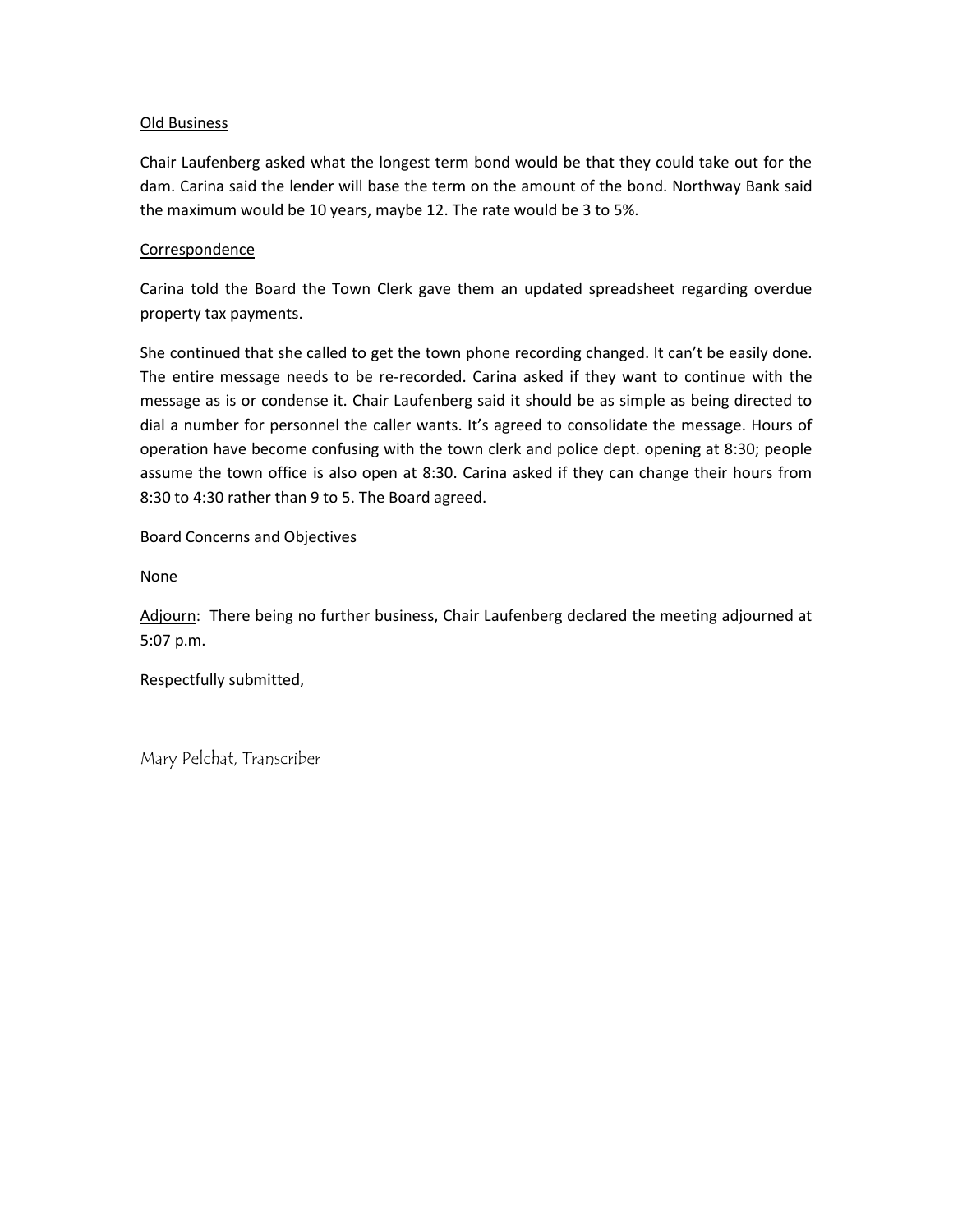Old Business

Chair Laufenberg asked what the longest term bond would be that they could take out for the dam. Carina said the lender will base the term on the amount of the bond. Northway Bank said the maximum would be 10 years, maybe 12. The rate would be 3 to 5%.

Correspondence

Carina told the Board the Town Clerk gave them an updated spreadsheet regarding overdue property tax payments.

She continued that she called to get the town phone recording changed. It can't be easily done. The entire message needs to be re-recorded. Carina asked if they want to continue with the message as is or condense it. Chair Laufenberg said it should be as simple as being directed to dial a number for personnel the caller wants. It's agreed to consolidate the message. Hours of operation have become confusing with the town clerk and police dept. opening at 8:30; people assume the town office is also open at 8:30. Carina asked if they can change their hours from 8:30 to 4:30 rather than 9 to 5. The Board agreed.

Board Concerns and Objectives

None

Adjourn: There being no further business, Chair Laufenberg declared the meeting adjourned at 5:07 p.m.

Respectfully submitted,

Mary Pelchat, Transcriber